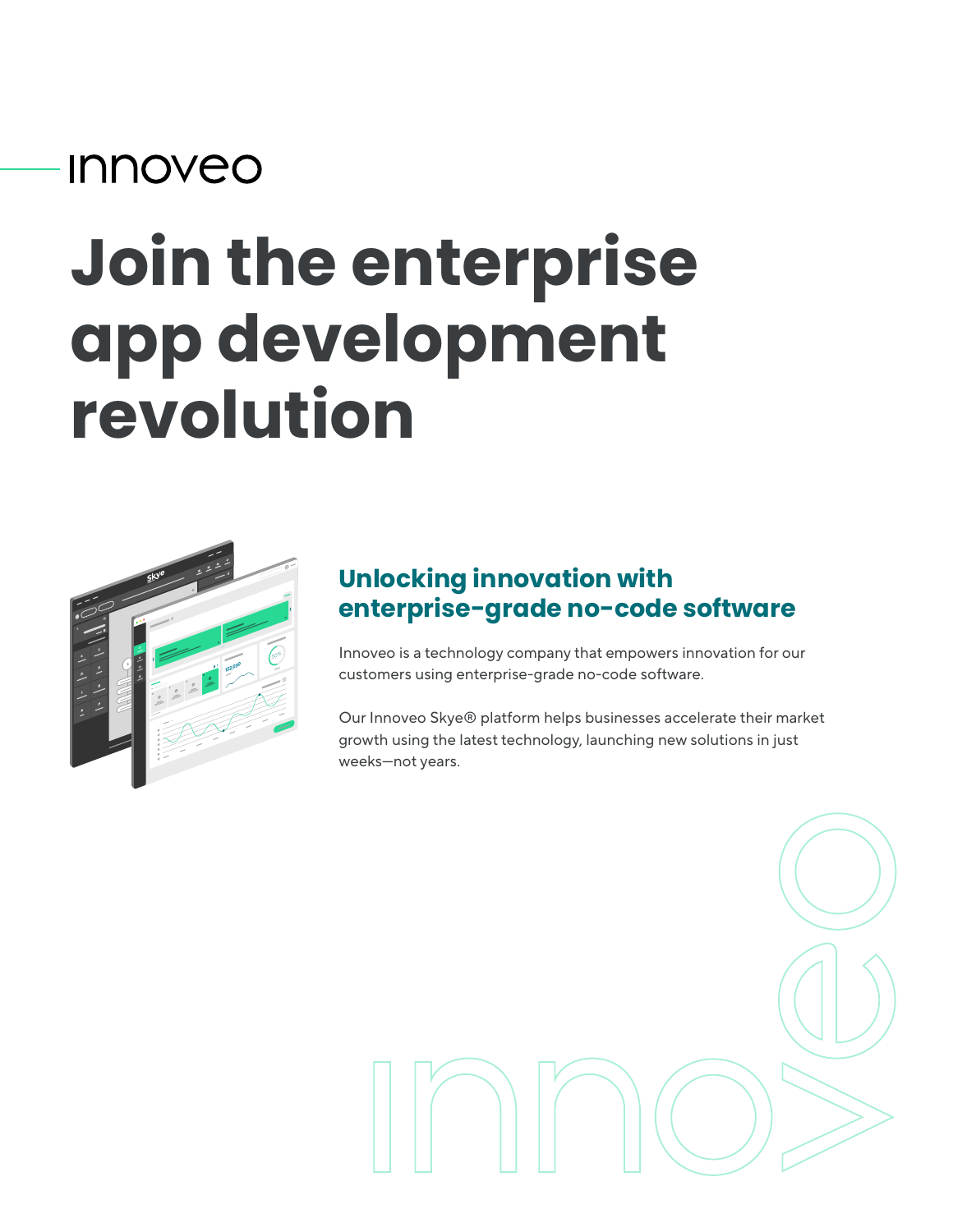innoveo

# Join the enterprise app development revolution

## Unlocking innovation with enterprise-grade no-code software

Innoveo is a technology company that empowers innovation for our customers using enterprise-grade no-code software.

Our Innoveo Skye® platform helps businesses accelerate their market growth using the latest technology, launching new solutions in just weeks—not years.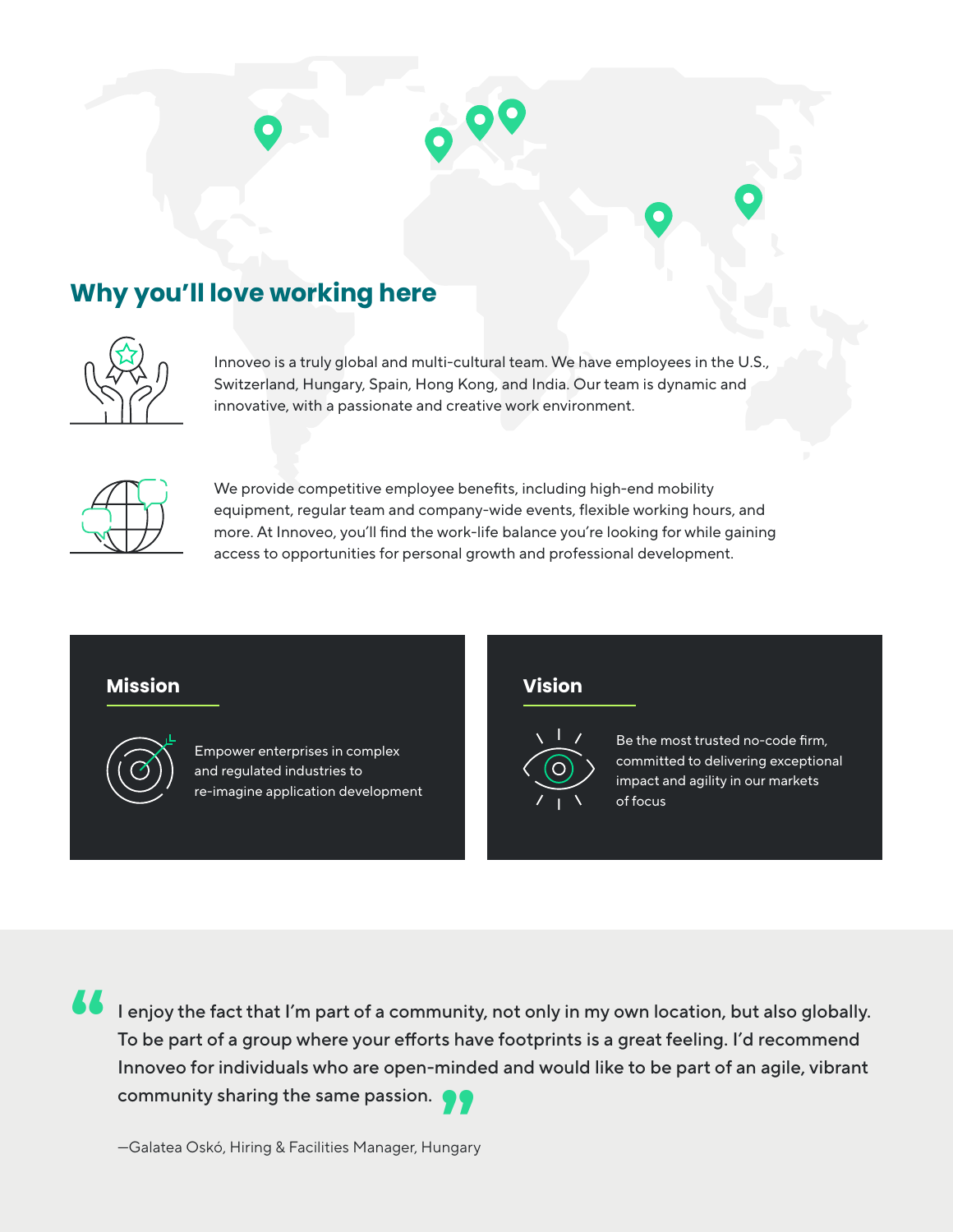## Why you'll love working here

Innoveo is a truly global and multi-cultural team. We have employees in the U.S., Switzerland, Hungary, Spain, Hong Kong, and India. Our team is dynamic and innovative, with a passionate and creative work environment.

We provide competitive employee benefits, including high-end mobility equipment, regular team and company-wide events, flexible working hours, and more. At Innoveo, you'll find the work-life balance you're looking for while gaining access to opportunities for personal growth and professional development.

### Mission

Empower enterprises in complex and regulated industries to re-imagine application development

### Vision

Be the most trusted no-code firm, committed to delivering exceptional impact and agility in our markets of focus

> "I enjoy the fact that I'm part of a community, not only in my own location, but also globally. To be part of a group where your efforts have footprints is a great feeling. I'd recommend Innoveo for individuals who are open-minded and would like to be part of an agile, vibrant community sharing the same passion."
>
> —Galatea Oskó, Hiring & Facilities Manager, Hungary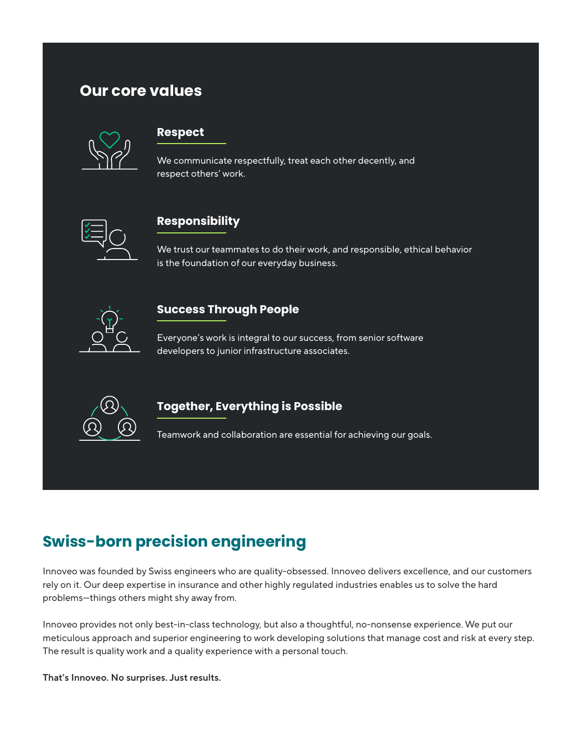## Our core values

### Respect

We communicate respectfully, treat each other decently, and respect others' work.

### Responsibility

We trust our teammates to do their work, and responsible, ethical behavior is the foundation of our everyday business.

### Success Through People

Everyone's work is integral to our success, from senior software developers to junior infrastructure associates.

### Together, Everything is Possible

Teamwork and collaboration are essential for achieving our goals.

## Swiss-born precision engineering

Innoveo was founded by Swiss engineers who are quality-obsessed. Innoveo delivers excellence, and our customers rely on it. Our deep expertise in insurance and other highly regulated industries enables us to solve the hard problems—things others might shy away from.

Innoveo provides not only best-in-class technology, but also a thoughtful, no-nonsense experience. We put our meticulous approach and superior engineering to work developing solutions that manage cost and risk at every step. The result is quality work and a quality experience with a personal touch.

**That's Innoveo. No surprises. Just results.**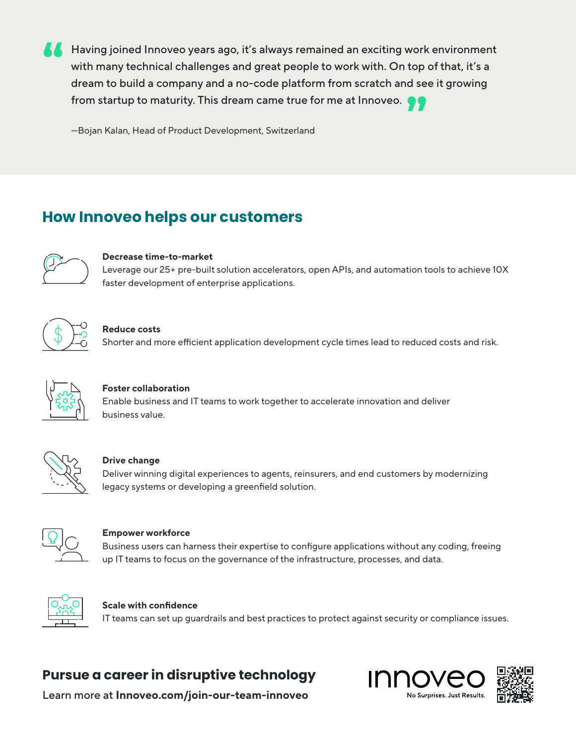> "Having joined Innoveo years ago, it's always remained an exciting work environment with many technical challenges and great people to work with. On top of that, it's a dream to build a company and a no-code platform from scratch and see it growing from startup to maturity. This dream came true for me at Innoveo."

—Bojan Kalan, Head of Product Development, Switzerland

## How Innoveo helps our customers

**Decrease time-to-market**
Leverage our 25+ pre-built solution accelerators, open APIs, and automation tools to achieve 10X faster development of enterprise applications.

**Reduce costs**
Shorter and more efficient application development cycle times lead to reduced costs and risk.

**Foster collaboration**
Enable business and IT teams to work together to accelerate innovation and deliver business value.

**Drive change**
Deliver winning digital experiences to agents, reinsurers, and end customers by modernizing legacy systems or developing a greenfield solution.

**Empower workforce**
Business users can harness their expertise to configure applications without any coding, freeing up IT teams to focus on the governance of the infrastructure, processes, and data.

**Scale with confidence**
IT teams can set up guardrails and best practices to protect against security or compliance issues.

## Pursue a career in disruptive technology

Learn more at **Innoveo.com/join-our-team-innoveo**

innoveo

No Surprises. Just Results.